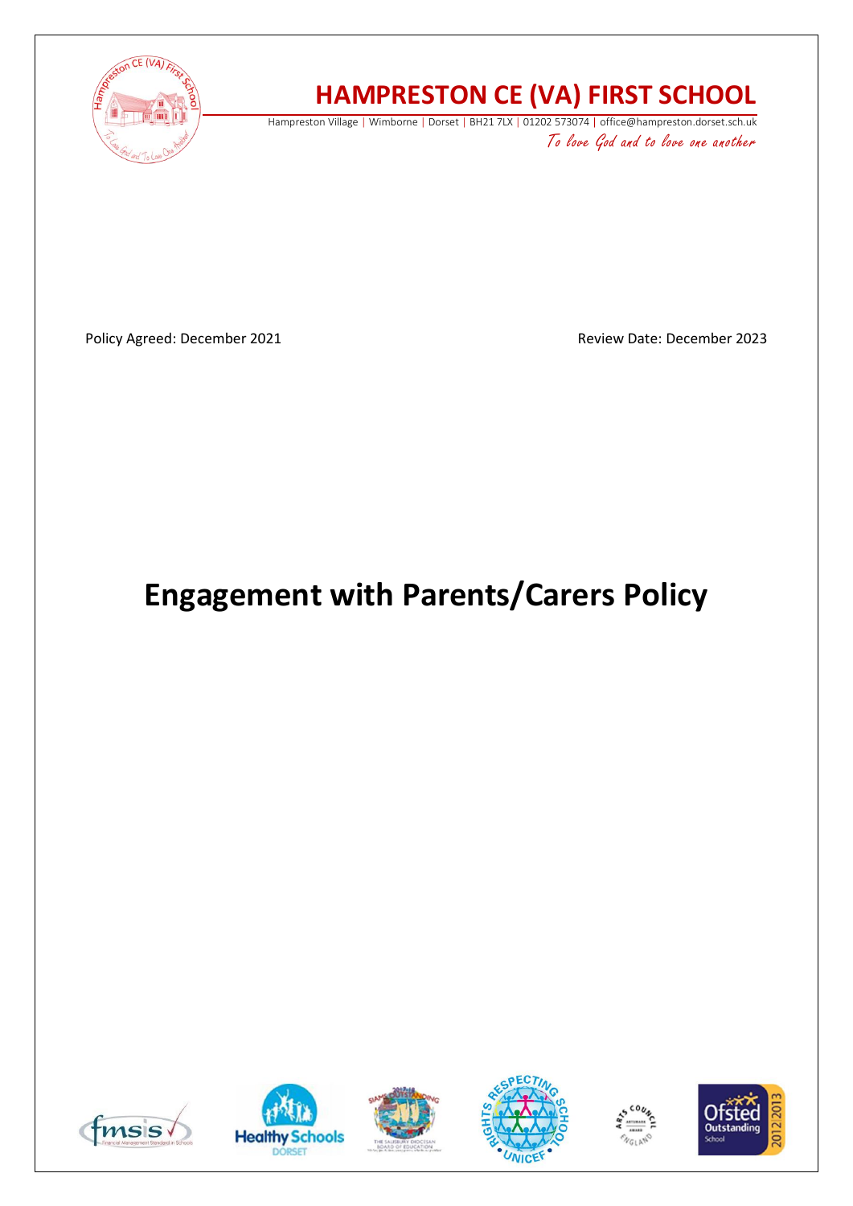# HAMPRESTON CE (VA) FIRST SCHOOL

Hampreston Village | Wimborne | Dorset | BH21 7LX | 01202 573074 | office@hampreston.dorset.sch.uk

*To love God and to love one another*

Policy Agreed: December 2021 Review Date: December 2023

# Engagement with Parents/Carers Policy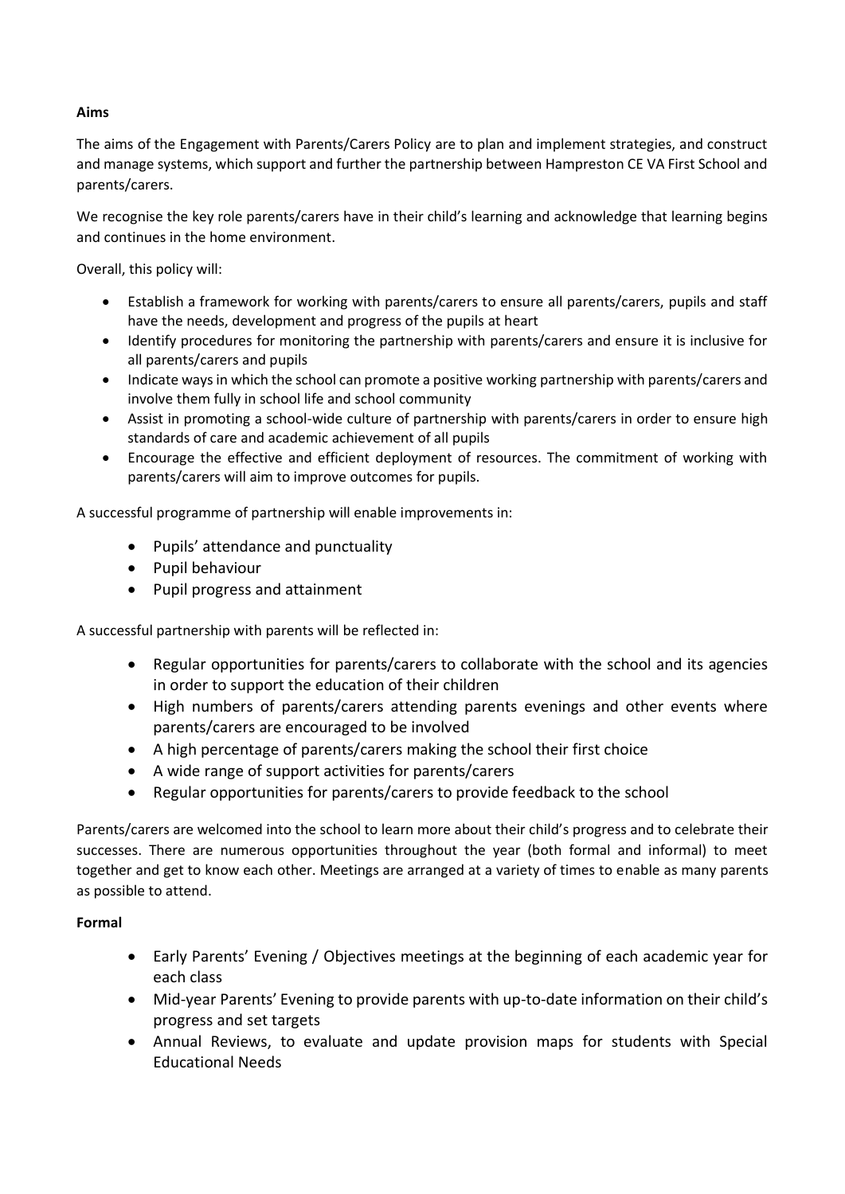**Aims**

The aims of the Engagement with Parents/Carers Policy are to plan and implement strategies, and construct and manage systems, which support and further the partnership between Hampreston CE VA First School and parents/carers.

We recognise the key role parents/carers have in their child's learning and acknowledge that learning begins and continues in the home environment.

Overall, this policy will:

- Establish a framework for working with parents/carers to ensure all parents/carers, pupils and staff have the needs, development and progress of the pupils at heart
- Identify procedures for monitoring the partnership with parents/carers and ensure it is inclusive for all parents/carers and pupils
- Indicate ways in which the school can promote a positive working partnership with parents/carers and involve them fully in school life and school community
- Assist in promoting a school-wide culture of partnership with parents/carers in order to ensure high standards of care and academic achievement of all pupils
- Encourage the effective and efficient deployment of resources. The commitment of working with parents/carers will aim to improve outcomes for pupils.

A successful programme of partnership will enable improvements in:

- Pupils' attendance and punctuality
- Pupil behaviour
- Pupil progress and attainment

A successful partnership with parents will be reflected in:

- Regular opportunities for parents/carers to collaborate with the school and its agencies in order to support the education of their children
- High numbers of parents/carers attending parents evenings and other events where parents/carers are encouraged to be involved
- A high percentage of parents/carers making the school their first choice
- A wide range of support activities for parents/carers
- Regular opportunities for parents/carers to provide feedback to the school

Parents/carers are welcomed into the school to learn more about their child's progress and to celebrate their successes. There are numerous opportunities throughout the year (both formal and informal) to meet together and get to know each other. Meetings are arranged at a variety of times to enable as many parents as possible to attend.

**Formal**

- Early Parents' Evening / Objectives meetings at the beginning of each academic year for each class
- Mid-year Parents' Evening to provide parents with up-to-date information on their child's progress and set targets
- Annual Reviews, to evaluate and update provision maps for students with Special Educational Needs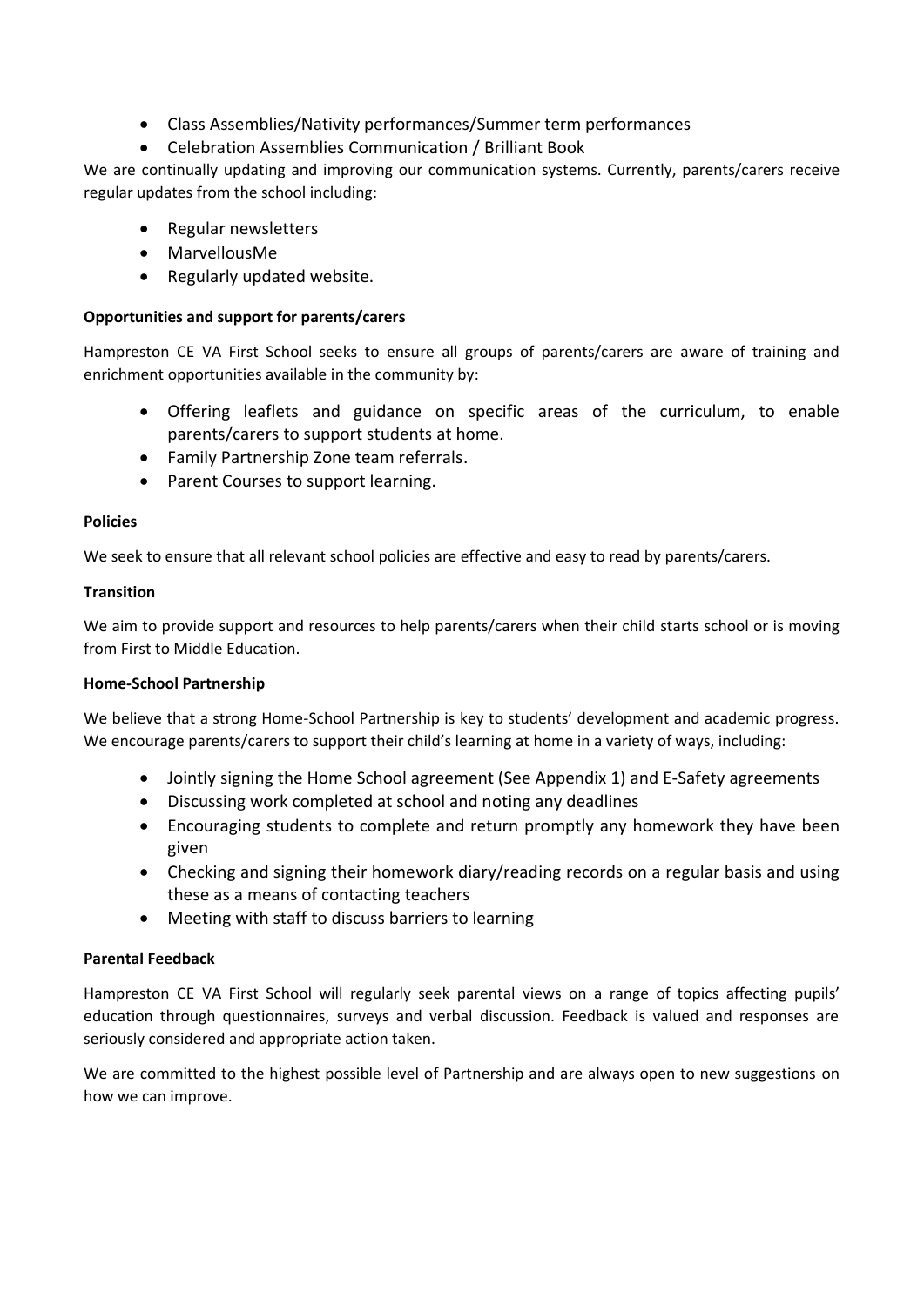- Class Assemblies/Nativity performances/Summer term performances
- Celebration Assemblies Communication / Brilliant Book

We are continually updating and improving our communication systems. Currently, parents/carers receive regular updates from the school including:

- Regular newsletters
- MarvellousMe
- Regularly updated website.

**Opportunities and support for parents/carers**

Hampreston CE VA First School seeks to ensure all groups of parents/carers are aware of training and enrichment opportunities available in the community by:

- Offering leaflets and guidance on specific areas of the curriculum, to enable parents/carers to support students at home.
- Family Partnership Zone team referrals.
- Parent Courses to support learning.

**Policies**

We seek to ensure that all relevant school policies are effective and easy to read by parents/carers.

**Transition**

We aim to provide support and resources to help parents/carers when their child starts school or is moving from First to Middle Education.

**Home-School Partnership**

We believe that a strong Home-School Partnership is key to students' development and academic progress. We encourage parents/carers to support their child's learning at home in a variety of ways, including:

- Jointly signing the Home School agreement (See Appendix 1) and E-Safety agreements
- Discussing work completed at school and noting any deadlines
- Encouraging students to complete and return promptly any homework they have been given
- Checking and signing their homework diary/reading records on a regular basis and using these as a means of contacting teachers
- Meeting with staff to discuss barriers to learning

**Parental Feedback**

Hampreston CE VA First School will regularly seek parental views on a range of topics affecting pupils' education through questionnaires, surveys and verbal discussion. Feedback is valued and responses are seriously considered and appropriate action taken.

We are committed to the highest possible level of Partnership and are always open to new suggestions on how we can improve.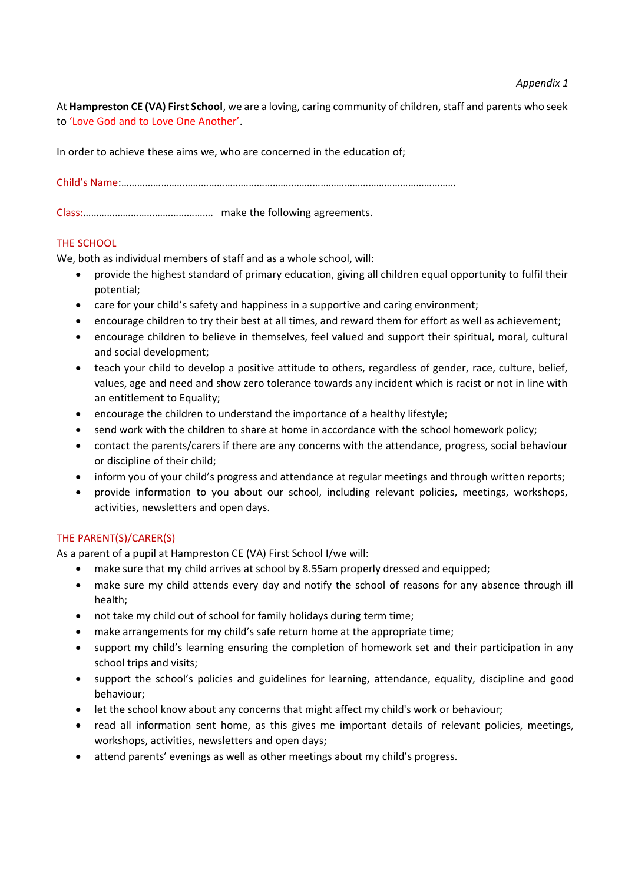*Appendix 1*

At **Hampreston CE (VA) First School**, we are a loving, caring community of children, staff and parents who seek to 'Love God and to Love One Another'.

In order to achieve these aims we, who are concerned in the education of;

Child's Name:……………………………………………………………………………………………………………

Class:…………………………………………… make the following agreements.

### THE SCHOOL

We, both as individual members of staff and as a whole school, will:

- provide the highest standard of primary education, giving all children equal opportunity to fulfil their potential;
- care for your child's safety and happiness in a supportive and caring environment;
- encourage children to try their best at all times, and reward them for effort as well as achievement;
- encourage children to believe in themselves, feel valued and support their spiritual, moral, cultural and social development;
- teach your child to develop a positive attitude to others, regardless of gender, race, culture, belief, values, age and need and show zero tolerance towards any incident which is racist or not in line with an entitlement to Equality;
- encourage the children to understand the importance of a healthy lifestyle;
- send work with the children to share at home in accordance with the school homework policy;
- contact the parents/carers if there are any concerns with the attendance, progress, social behaviour or discipline of their child;
- inform you of your child's progress and attendance at regular meetings and through written reports;
- provide information to you about our school, including relevant policies, meetings, workshops, activities, newsletters and open days.

### THE PARENT(S)/CARER(S)

As a parent of a pupil at Hampreston CE (VA) First School I/we will:

- make sure that my child arrives at school by 8.55am properly dressed and equipped;
- make sure my child attends every day and notify the school of reasons for any absence through ill health;
- not take my child out of school for family holidays during term time;
- make arrangements for my child's safe return home at the appropriate time;
- support my child's learning ensuring the completion of homework set and their participation in any school trips and visits;
- support the school's policies and guidelines for learning, attendance, equality, discipline and good behaviour;
- let the school know about any concerns that might affect my child's work or behaviour;
- read all information sent home, as this gives me important details of relevant policies, meetings, workshops, activities, newsletters and open days;
- attend parents' evenings as well as other meetings about my child's progress.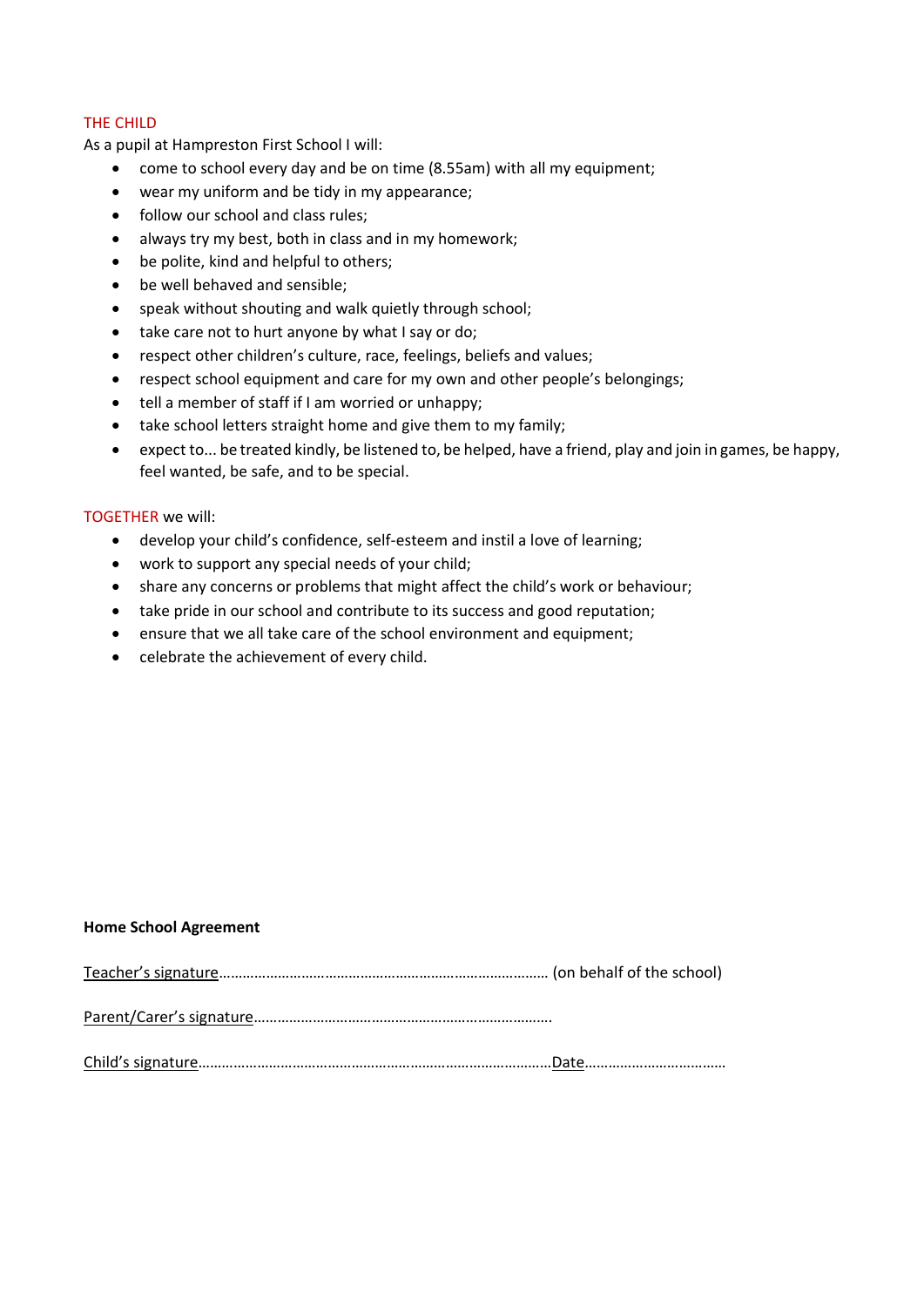## THE CHILD

As a pupil at Hampreston First School I will:

- come to school every day and be on time (8.55am) with all my equipment;
- wear my uniform and be tidy in my appearance;
- follow our school and class rules;
- always try my best, both in class and in my homework;
- be polite, kind and helpful to others;
- be well behaved and sensible;
- speak without shouting and walk quietly through school;
- take care not to hurt anyone by what I say or do;
- respect other children's culture, race, feelings, beliefs and values;
- respect school equipment and care for my own and other people's belongings;
- tell a member of staff if I am worried or unhappy;
- take school letters straight home and give them to my family;
- expect to... be treated kindly, be listened to, be helped, have a friend, play and join in games, be happy, feel wanted, be safe, and to be special.

## TOGETHER we will:

- develop your child's confidence, self-esteem and instil a love of learning;
- work to support any special needs of your child;
- share any concerns or problems that might affect the child's work or behaviour;
- take pride in our school and contribute to its success and good reputation;
- ensure that we all take care of the school environment and equipment;
- celebrate the achievement of every child.

**Home School Agreement**

Teacher's signature………………………………………………………………………… (on behalf of the school)

Parent/Carer's signature………………………………………………………………….

Child's signature……………………………………………………………………………Date………………………………